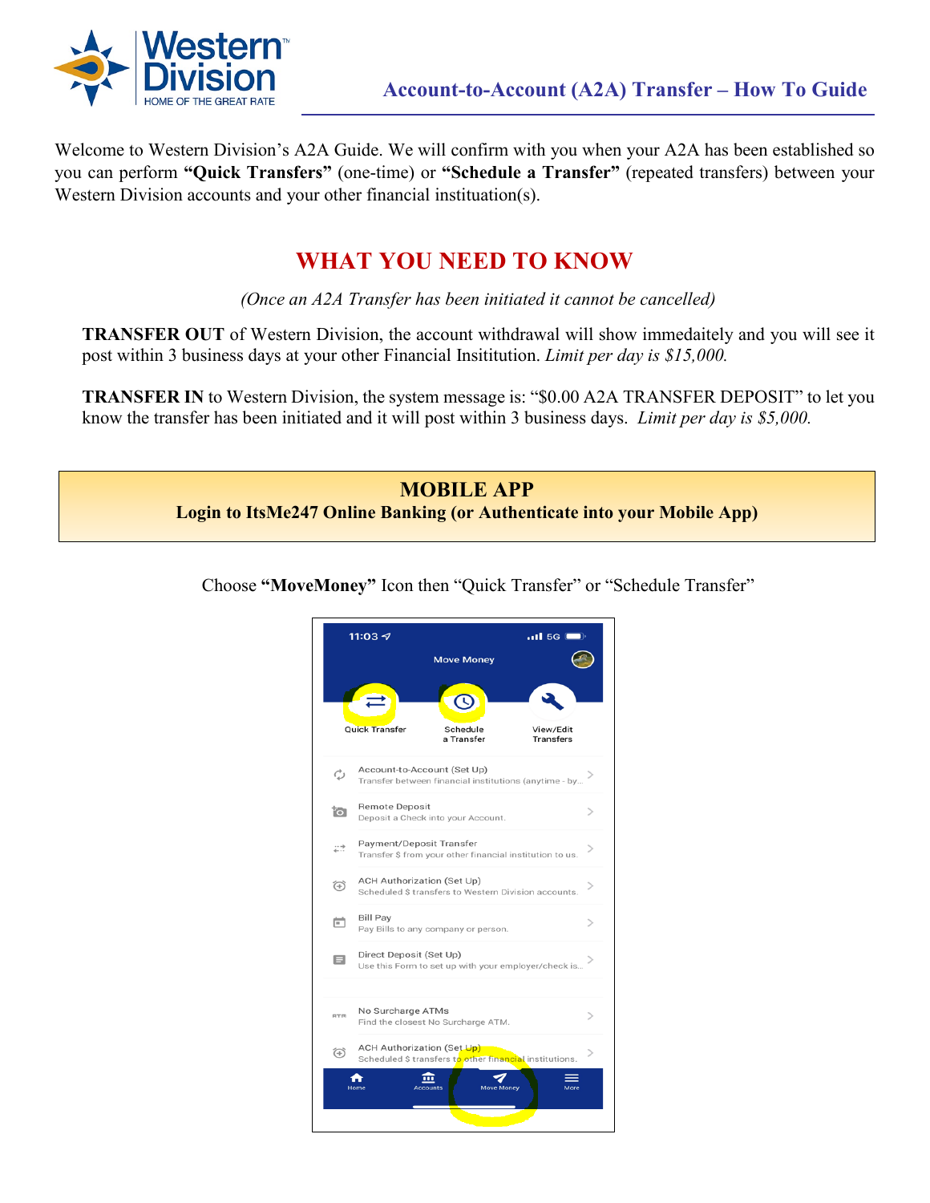# Account-to-Account (A2A) Transfer – How To Guide

Welcome to Western Division's A2A Guide. We will confirm with you when your A2A has been established so you can perform **"Quick Transfers"** (one-time) or **"Schedule a Transfer"** (repeated transfers) between your Western Division accounts and your other financial instituation(s).

## WHAT YOU NEED TO KNOW

*(Once an A2A Transfer has been initiated it cannot be cancelled)*

**TRANSFER OUT** of Western Division, the account withdrawal will show immedaitely and you will see it post within 3 business days at your other Financial Insititution. *Limit per day is $15,000.*

**TRANSFER IN** to Western Division, the system message is: "$0.00 A2A TRANSFER DEPOSIT" to let you know the transfer has been initiated and it will post within 3 business days. *Limit per day is $5,000.*

## MOBILE APP

**Login to ItsMe247 Online Banking (or Authenticate into your Mobile App)**

Choose **"MoveMoney"** Icon then "Quick Transfer" or "Schedule Transfer"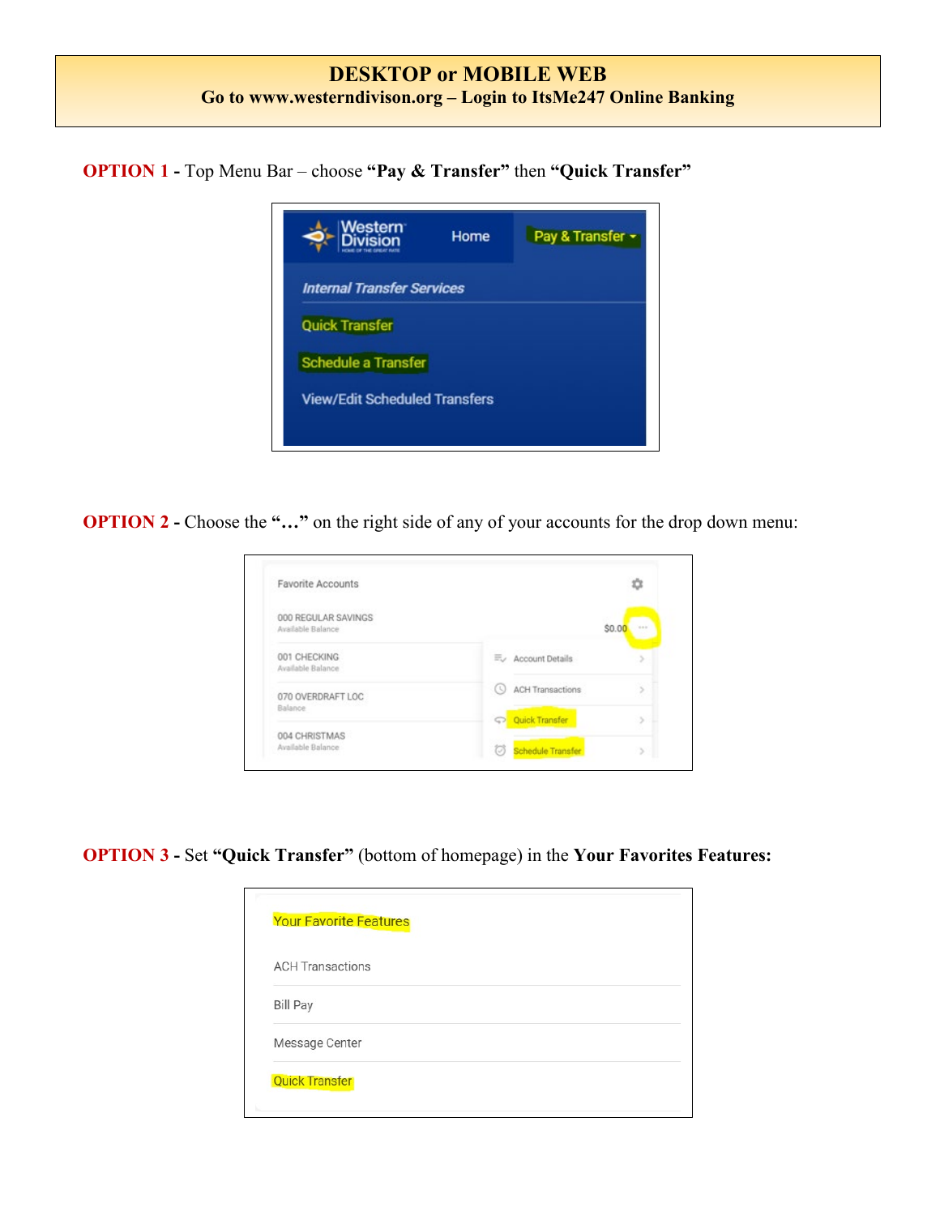# DESKTOP or MOBILE WEB

**Go to www.westerndivison.org – Login to ItsMe247 Online Banking**

**OPTION 1 -** Top Menu Bar – choose **"Pay & Transfer"** then **"Quick Transfer"**

Home
Pay & Transfer
Internal Transfer Services
Quick Transfer
Schedule a Transfer
View/Edit Scheduled Transfers

**OPTION 2 -** Choose the **"…"** on the right side of any of your accounts for the drop down menu:

Favorite Accounts
000 REGULAR SAVINGS
Available Balance
$0.00
001 CHECKING
Available Balance
070 OVERDRAFT LOC
Balance
004 CHRISTMAS
Available Balance
Account Details
ACH Transactions
Quick Transfer
Schedule Transfer

**OPTION 3 -** Set **"Quick Transfer"** (bottom of homepage) in the **Your Favorites Features:**

Your Favorite Features
ACH Transactions
Bill Pay
Message Center
Quick Transfer